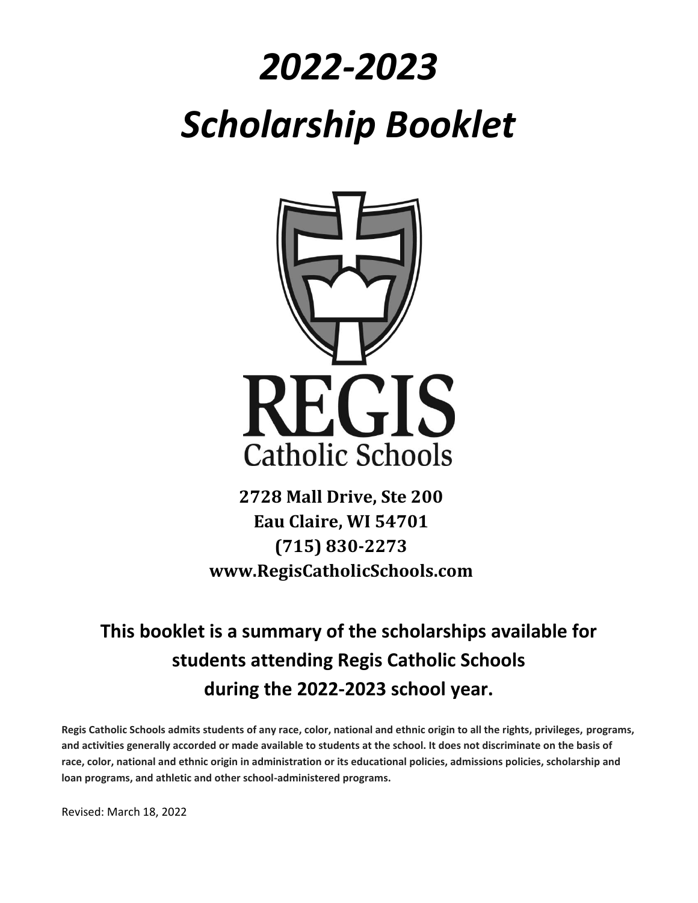# *2022-2023*

# *Scholarship Booklet*

REGIS

Catholic Schools

**2728 Mall Drive, Ste 200**
**Eau Claire, WI 54701**
**(715) 830-2273**
**www.RegisCatholicSchools.com**

## This booklet is a summary of the scholarships available for students attending Regis Catholic Schools during the 2022-2023 school year.

**Regis Catholic Schools admits students of any race, color, national and ethnic origin to all the rights, privileges, programs, and activities generally accorded or made available to students at the school. It does not discriminate on the basis of race, color, national and ethnic origin in administration or its educational policies, admissions policies, scholarship and loan programs, and athletic and other school-administered programs.**

Revised: March 18, 2022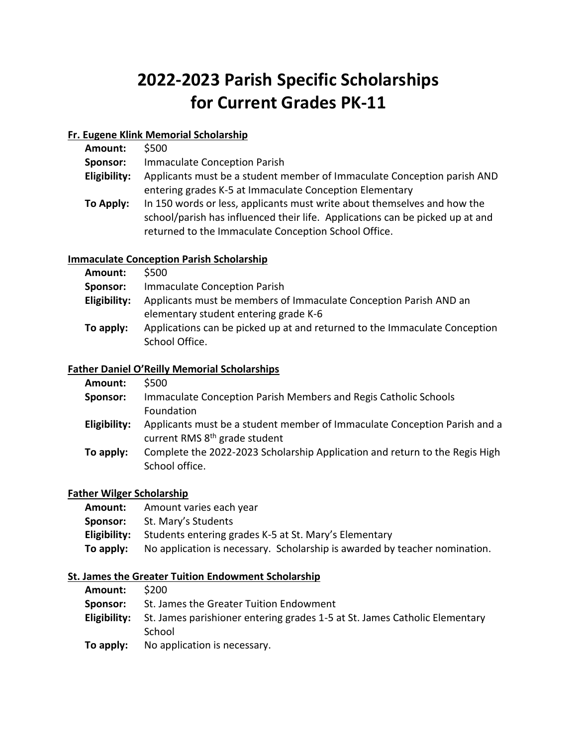# 2022-2023 Parish Specific Scholarships for Current Grades PK-11

**Fr. Eugene Klink Memorial Scholarship**

**Amount:** $500
**Sponsor:** Immaculate Conception Parish
**Eligibility:** Applicants must be a student member of Immaculate Conception parish AND entering grades K-5 at Immaculate Conception Elementary
**To Apply:** In 150 words or less, applicants must write about themselves and how the school/parish has influenced their life. Applications can be picked up at and returned to the Immaculate Conception School Office.

**Immaculate Conception Parish Scholarship**

**Amount:** $500
**Sponsor:** Immaculate Conception Parish
**Eligibility:** Applicants must be members of Immaculate Conception Parish AND an elementary student entering grade K-6
**To apply:** Applications can be picked up at and returned to the Immaculate Conception School Office.

**Father Daniel O'Reilly Memorial Scholarships**

**Amount:** $500
**Sponsor:** Immaculate Conception Parish Members and Regis Catholic Schools Foundation
**Eligibility:** Applicants must be a student member of Immaculate Conception Parish and a current RMS 8th grade student
**To apply:** Complete the 2022-2023 Scholarship Application and return to the Regis High School office.

**Father Wilger Scholarship**

**Amount:** Amount varies each year
**Sponsor:** St. Mary's Students
**Eligibility:** Students entering grades K-5 at St. Mary's Elementary
**To apply:** No application is necessary. Scholarship is awarded by teacher nomination.

**St. James the Greater Tuition Endowment Scholarship**

**Amount:** $200
**Sponsor:** St. James the Greater Tuition Endowment
**Eligibility:** St. James parishioner entering grades 1-5 at St. James Catholic Elementary School
**To apply:** No application is necessary.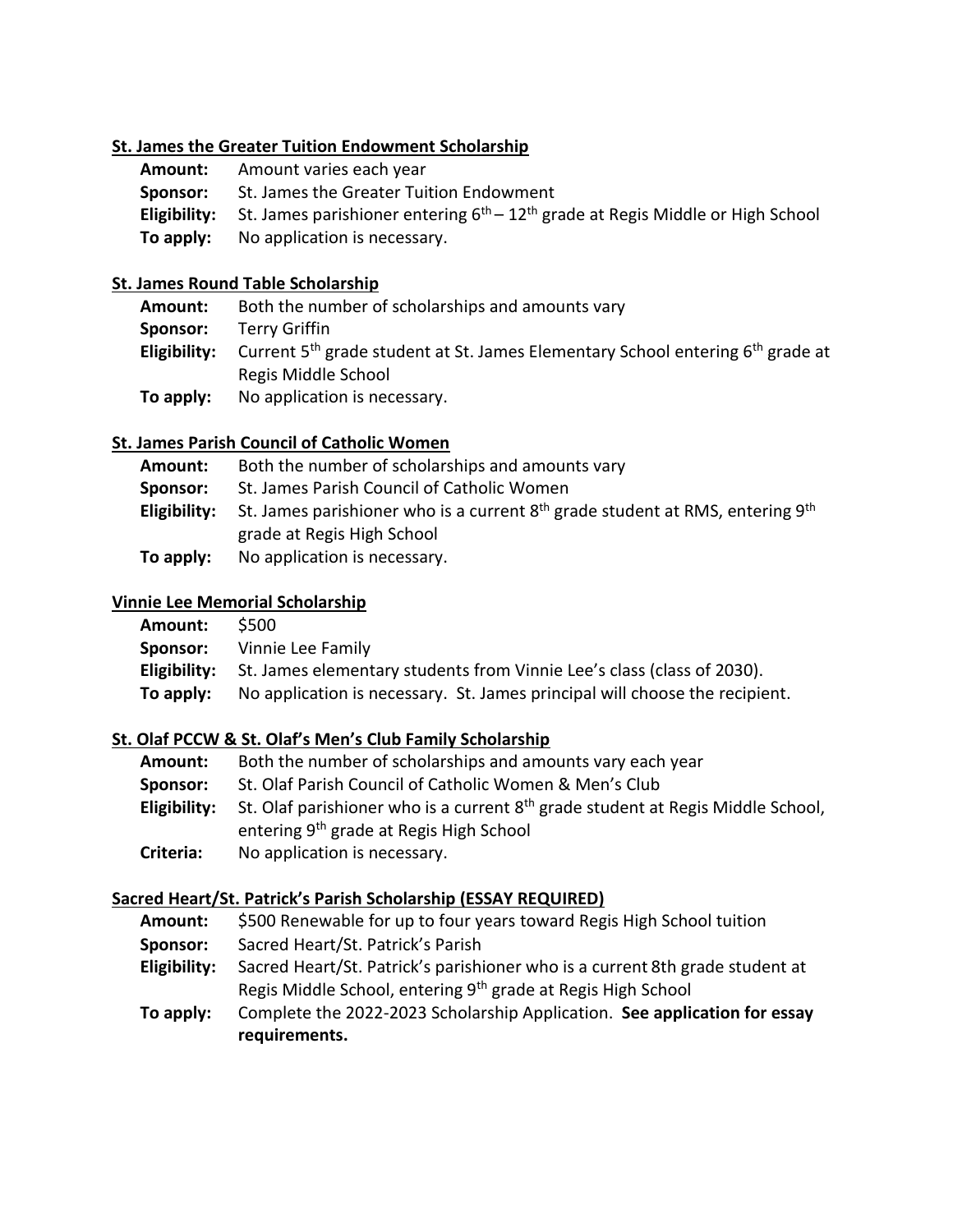**St. James the Greater Tuition Endowment Scholarship**

**Amount:** Amount varies each year
**Sponsor:** St. James the Greater Tuition Endowment
**Eligibility:** St. James parishioner entering 6th – 12th grade at Regis Middle or High School
**To apply:** No application is necessary.

**St. James Round Table Scholarship**

**Amount:** Both the number of scholarships and amounts vary
**Sponsor:** Terry Griffin
**Eligibility:** Current 5th grade student at St. James Elementary School entering 6th grade at Regis Middle School
**To apply:** No application is necessary.

**St. James Parish Council of Catholic Women**

**Amount:** Both the number of scholarships and amounts vary
**Sponsor:** St. James Parish Council of Catholic Women
**Eligibility:** St. James parishioner who is a current 8th grade student at RMS, entering 9th grade at Regis High School
**To apply:** No application is necessary.

**Vinnie Lee Memorial Scholarship**

**Amount:** $500
**Sponsor:** Vinnie Lee Family
**Eligibility:** St. James elementary students from Vinnie Lee's class (class of 2030).
**To apply:** No application is necessary. St. James principal will choose the recipient.

**St. Olaf PCCW & St. Olaf's Men's Club Family Scholarship**

**Amount:** Both the number of scholarships and amounts vary each year
**Sponsor:** St. Olaf Parish Council of Catholic Women & Men's Club
**Eligibility:** St. Olaf parishioner who is a current 8th grade student at Regis Middle School, entering 9th grade at Regis High School
**Criteria:** No application is necessary.

**Sacred Heart/St. Patrick's Parish Scholarship (ESSAY REQUIRED)**

**Amount:** $500 Renewable for up to four years toward Regis High School tuition
**Sponsor:** Sacred Heart/St. Patrick's Parish
**Eligibility:** Sacred Heart/St. Patrick's parishioner who is a current 8th grade student at Regis Middle School, entering 9th grade at Regis High School
**To apply:** Complete the 2022-2023 Scholarship Application. **See application for essay requirements.**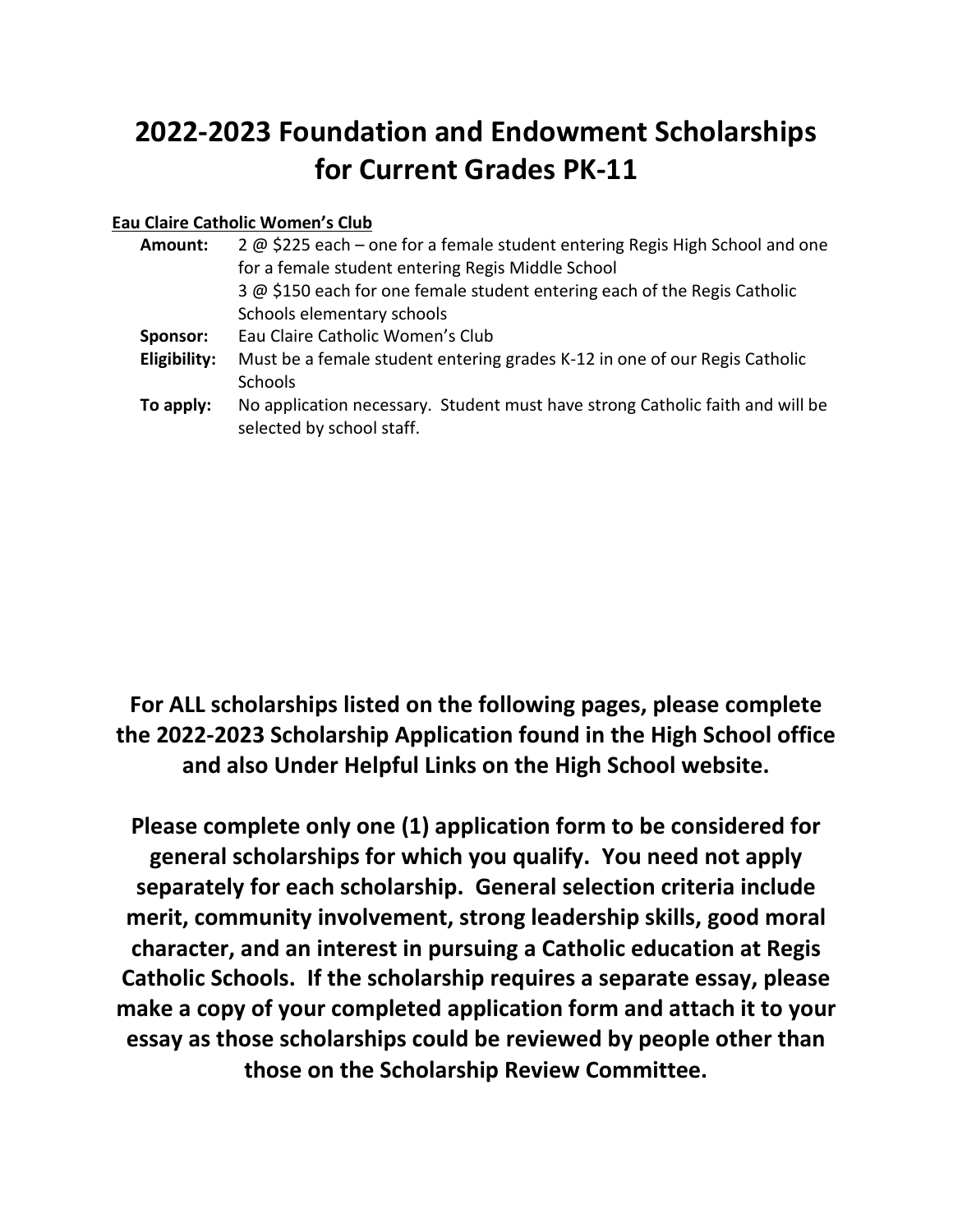# 2022-2023 Foundation and Endowment Scholarships for Current Grades PK-11

**Eau Claire Catholic Women's Club**

| | |
|---|---|
| **Amount:** | 2 @ $225 each – one for a female student entering Regis High School and one for a female student entering Regis Middle School<br>3 @ $150 each for one female student entering each of the Regis Catholic Schools elementary schools |
| **Sponsor:** | Eau Claire Catholic Women's Club |
| **Eligibility:** | Must be a female student entering grades K-12 in one of our Regis Catholic Schools |
| **To apply:** | No application necessary. Student must have strong Catholic faith and will be selected by school staff. |

**For ALL scholarships listed on the following pages, please complete the 2022-2023 Scholarship Application found in the High School office and also Under Helpful Links on the High School website.**

**Please complete only one (1) application form to be considered for general scholarships for which you qualify. You need not apply separately for each scholarship. General selection criteria include merit, community involvement, strong leadership skills, good moral character, and an interest in pursuing a Catholic education at Regis Catholic Schools. If the scholarship requires a separate essay, please make a copy of your completed application form and attach it to your essay as those scholarships could be reviewed by people other than those on the Scholarship Review Committee.**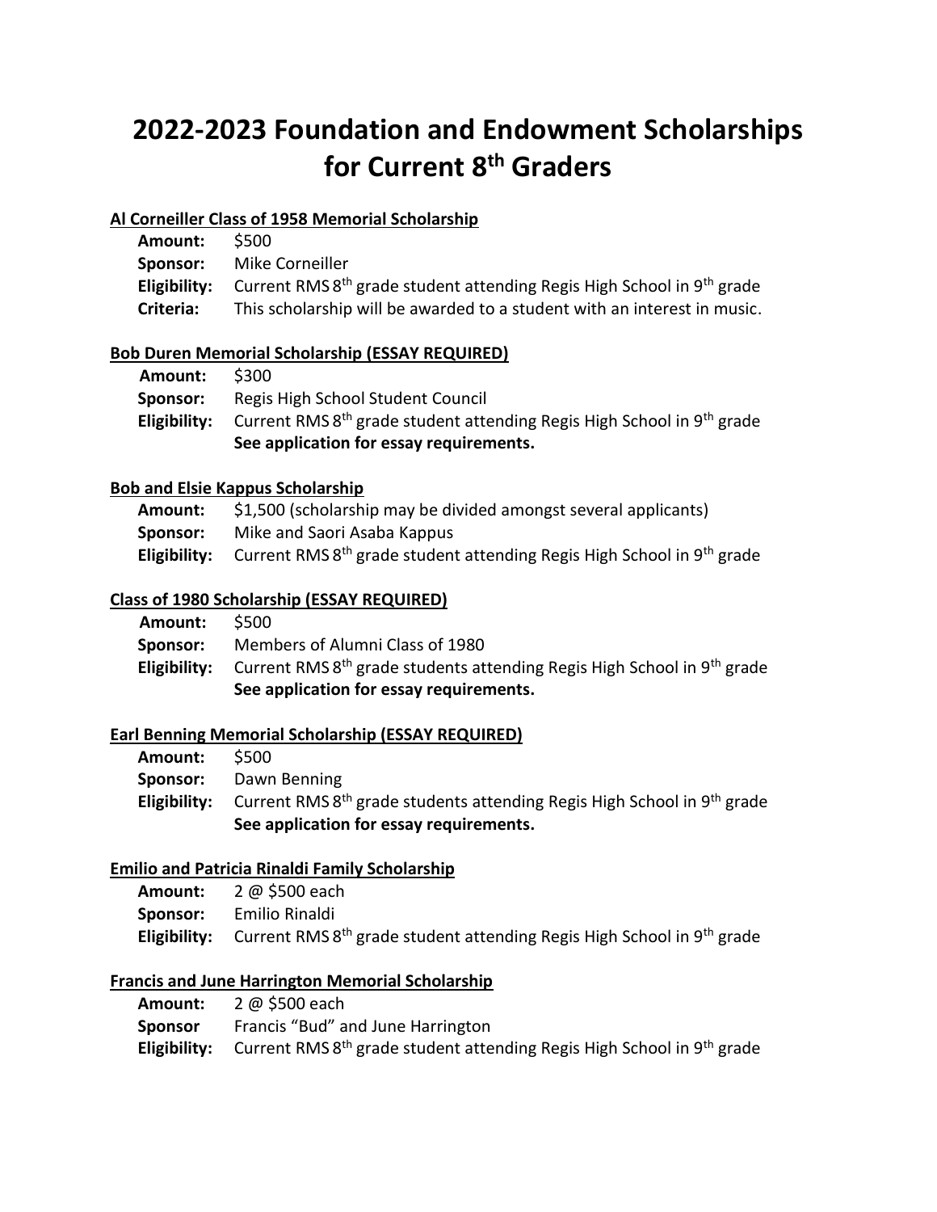# 2022-2023 Foundation and Endowment Scholarships for Current 8th Graders

**Al Corneiller Class of 1958 Memorial Scholarship**

**Amount:** $500
**Sponsor:** Mike Corneiller
**Eligibility:** Current RMS 8th grade student attending Regis High School in 9th grade
**Criteria:** This scholarship will be awarded to a student with an interest in music.

**Bob Duren Memorial Scholarship (ESSAY REQUIRED)**

**Amount:** $300
**Sponsor:** Regis High School Student Council
**Eligibility:** Current RMS 8th grade student attending Regis High School in 9th grade
**See application for essay requirements.**

**Bob and Elsie Kappus Scholarship**

**Amount:** $1,500 (scholarship may be divided amongst several applicants)
**Sponsor:** Mike and Saori Asaba Kappus
**Eligibility:** Current RMS 8th grade student attending Regis High School in 9th grade

**Class of 1980 Scholarship (ESSAY REQUIRED)**

**Amount:** $500
**Sponsor:** Members of Alumni Class of 1980
**Eligibility:** Current RMS 8th grade students attending Regis High School in 9th grade
**See application for essay requirements.**

**Earl Benning Memorial Scholarship (ESSAY REQUIRED)**

**Amount:** $500
**Sponsor:** Dawn Benning
**Eligibility:** Current RMS 8th grade students attending Regis High School in 9th grade
**See application for essay requirements.**

**Emilio and Patricia Rinaldi Family Scholarship**

**Amount:** 2 @ $500 each
**Sponsor:** Emilio Rinaldi
**Eligibility:** Current RMS 8th grade student attending Regis High School in 9th grade

**Francis and June Harrington Memorial Scholarship**

**Amount:** 2 @ $500 each
**Sponsor** Francis "Bud" and June Harrington
**Eligibility:** Current RMS 8th grade student attending Regis High School in 9th grade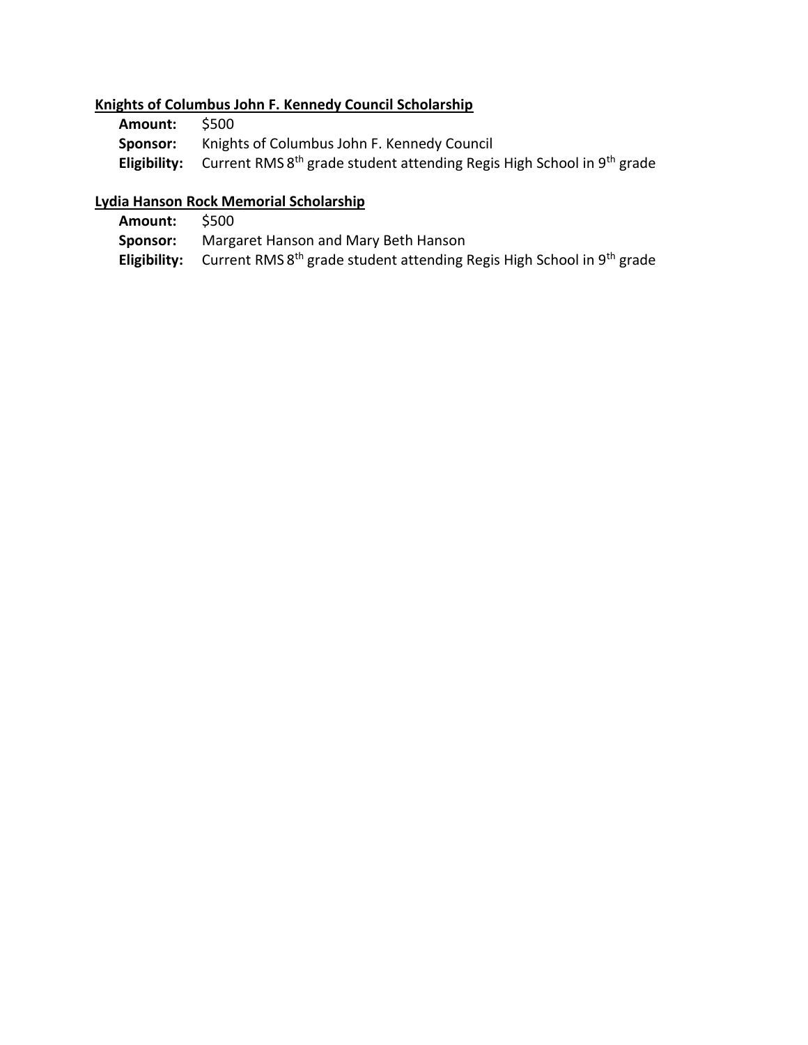**Knights of Columbus John F. Kennedy Council Scholarship**

**Amount:** $500
**Sponsor:** Knights of Columbus John F. Kennedy Council
**Eligibility:** Current RMS 8th grade student attending Regis High School in 9th grade

**Lydia Hanson Rock Memorial Scholarship**

**Amount:** $500
**Sponsor:** Margaret Hanson and Mary Beth Hanson
**Eligibility:** Current RMS 8th grade student attending Regis High School in 9th grade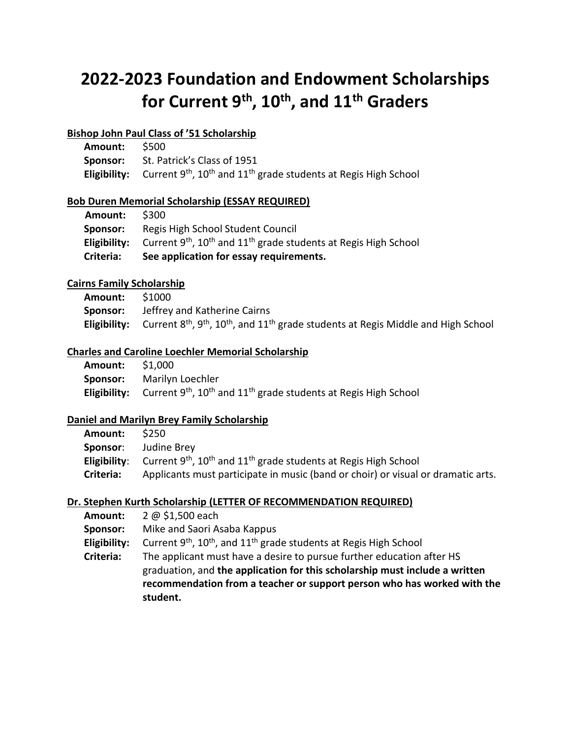# 2022-2023 Foundation and Endowment Scholarships for Current 9th, 10th, and 11th Graders

**Bishop John Paul Class of '51 Scholarship**

**Amount:** $500
**Sponsor:** St. Patrick's Class of 1951
**Eligibility:** Current 9th, 10th and 11th grade students at Regis High School

**Bob Duren Memorial Scholarship (ESSAY REQUIRED)**

**Amount:** $300
**Sponsor:** Regis High School Student Council
**Eligibility:** Current 9th, 10th and 11th grade students at Regis High School
**Criteria:** **See application for essay requirements.**

**Cairns Family Scholarship**

**Amount:** $1000
**Sponsor:** Jeffrey and Katherine Cairns
**Eligibility:** Current 8th, 9th, 10th, and 11th grade students at Regis Middle and High School

**Charles and Caroline Loechler Memorial Scholarship**

**Amount:** $1,000
**Sponsor:** Marilyn Loechler
**Eligibility:** Current 9th, 10th and 11th grade students at Regis High School

**Daniel and Marilyn Brey Family Scholarship**

**Amount:** $250
**Sponsor:** Judine Brey
**Eligibility:** Current 9th, 10th and 11th grade students at Regis High School
**Criteria:** Applicants must participate in music (band or choir) or visual or dramatic arts.

**Dr. Stephen Kurth Scholarship (LETTER OF RECOMMENDATION REQUIRED)**

**Amount:** 2 @ $1,500 each
**Sponsor:** Mike and Saori Asaba Kappus
**Eligibility:** Current 9th, 10th, and 11th grade students at Regis High School
**Criteria:** The applicant must have a desire to pursue further education after HS graduation, and **the application for this scholarship must include a written recommendation from a teacher or support person who has worked with the student.**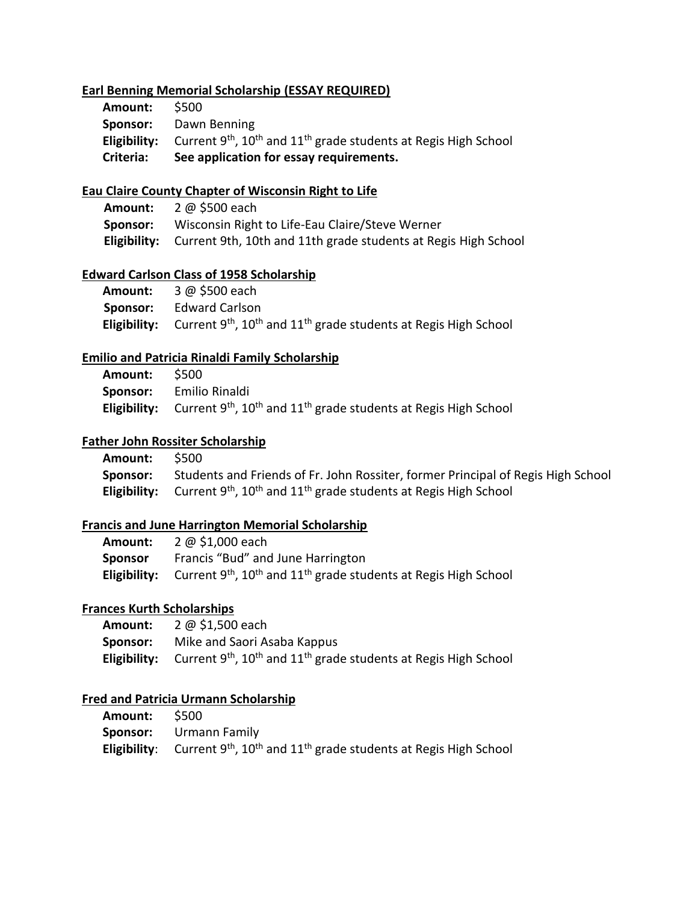**<u>Earl Benning Memorial Scholarship (ESSAY REQUIRED)</u>**

**Amount:** $500
**Sponsor:** Dawn Benning
**Eligibility:** Current 9th, 10th and 11th grade students at Regis High School
**Criteria:** **See application for essay requirements.**

**<u>Eau Claire County Chapter of Wisconsin Right to Life</u>**

**Amount:** 2 @ $500 each
**Sponsor:** Wisconsin Right to Life-Eau Claire/Steve Werner
**Eligibility:** Current 9th, 10th and 11th grade students at Regis High School

**<u>Edward Carlson Class of 1958 Scholarship</u>**

**Amount:** 3 @ $500 each
**Sponsor:** Edward Carlson
**Eligibility:** Current 9th, 10th and 11th grade students at Regis High School

**<u>Emilio and Patricia Rinaldi Family Scholarship</u>**

**Amount:** $500
**Sponsor:** Emilio Rinaldi
**Eligibility:** Current 9th, 10th and 11th grade students at Regis High School

**<u>Father John Rossiter Scholarship</u>**

**Amount:** $500
**Sponsor:** Students and Friends of Fr. John Rossiter, former Principal of Regis High School
**Eligibility:** Current 9th, 10th and 11th grade students at Regis High School

**<u>Francis and June Harrington Memorial Scholarship</u>**

**Amount:** 2 @ $1,000 each
**Sponsor** Francis "Bud" and June Harrington
**Eligibility:** Current 9th, 10th and 11th grade students at Regis High School

**<u>Frances Kurth Scholarships</u>**

**Amount:** 2 @ $1,500 each
**Sponsor:** Mike and Saori Asaba Kappus
**Eligibility:** Current 9th, 10th and 11th grade students at Regis High School

**<u>Fred and Patricia Urmann Scholarship</u>**

**Amount:** $500
**Sponsor:** Urmann Family
**Eligibility**: Current 9th, 10th and 11th grade students at Regis High School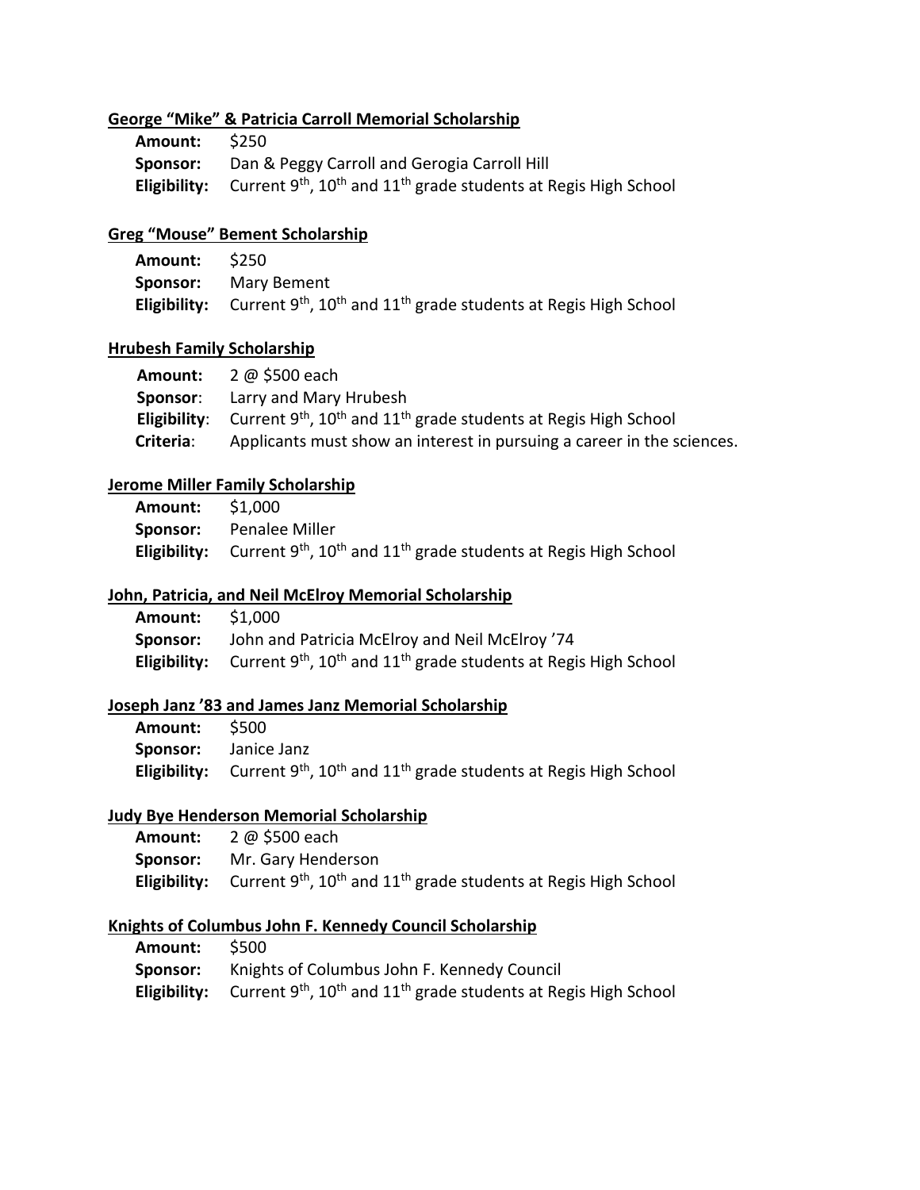**George "Mike" & Patricia Carroll Memorial Scholarship**

**Amount:** $250
**Sponsor:** Dan & Peggy Carroll and Gerogia Carroll Hill
**Eligibility:** Current 9th, 10th and 11th grade students at Regis High School

**Greg "Mouse" Bement Scholarship**

**Amount:** $250
**Sponsor:** Mary Bement
**Eligibility:** Current 9th, 10th and 11th grade students at Regis High School

**Hrubesh Family Scholarship**

**Amount:** 2 @ $500 each
**Sponsor**: Larry and Mary Hrubesh
**Eligibility**: Current 9th, 10th and 11th grade students at Regis High School
**Criteria**: Applicants must show an interest in pursuing a career in the sciences.

**Jerome Miller Family Scholarship**

**Amount:** $1,000
**Sponsor:** Penalee Miller
**Eligibility:** Current 9th, 10th and 11th grade students at Regis High School

**John, Patricia, and Neil McElroy Memorial Scholarship**

**Amount:** $1,000
**Sponsor:** John and Patricia McElroy and Neil McElroy '74
**Eligibility:** Current 9th, 10th and 11th grade students at Regis High School

**Joseph Janz '83 and James Janz Memorial Scholarship**

**Amount:** $500
**Sponsor:** Janice Janz
**Eligibility:** Current 9th, 10th and 11th grade students at Regis High School

**Judy Bye Henderson Memorial Scholarship**

**Amount:** 2 @ $500 each
**Sponsor:** Mr. Gary Henderson
**Eligibility:** Current 9th, 10th and 11th grade students at Regis High School

**Knights of Columbus John F. Kennedy Council Scholarship**

**Amount:** $500
**Sponsor:** Knights of Columbus John F. Kennedy Council
**Eligibility:** Current 9th, 10th and 11th grade students at Regis High School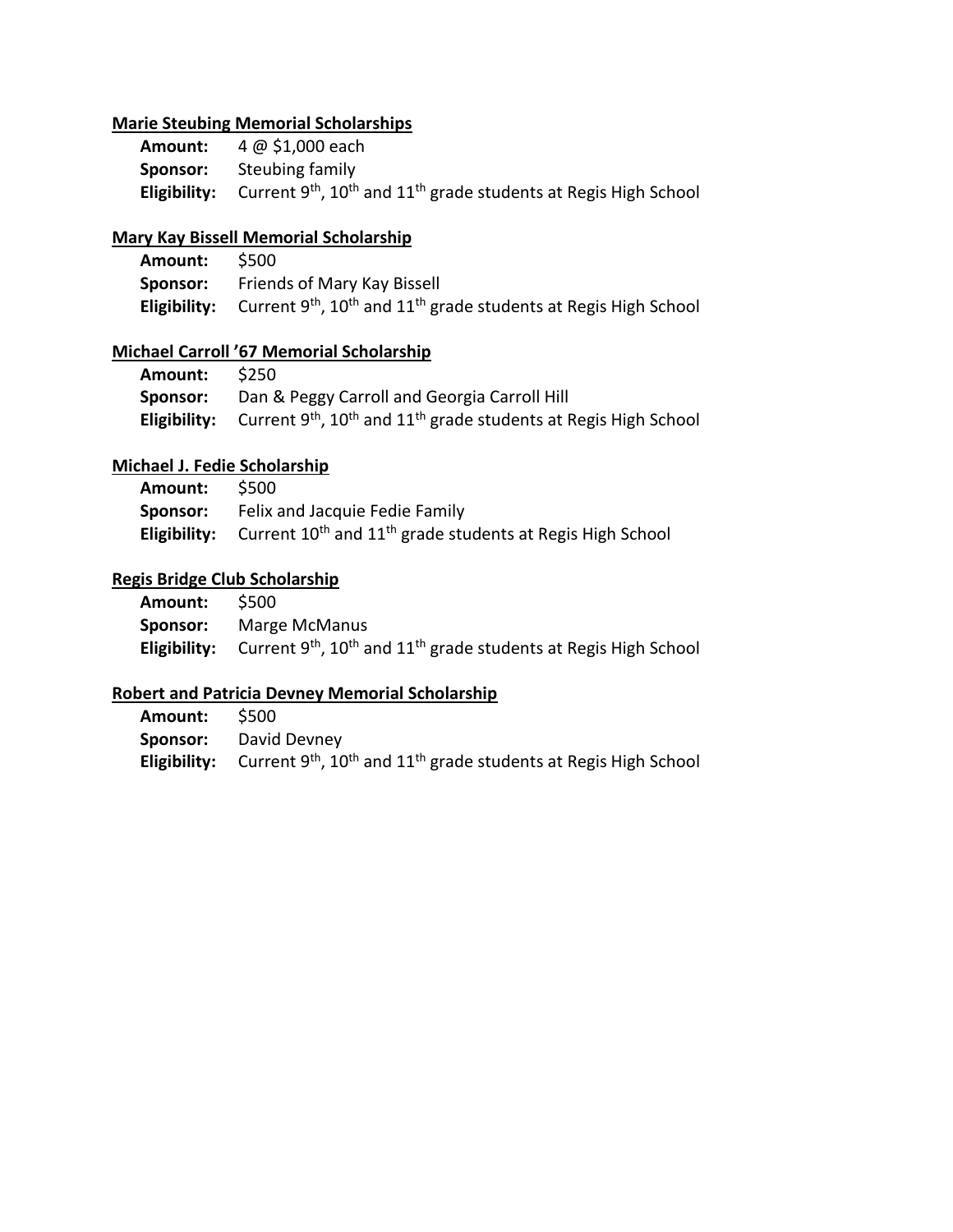**Marie Steubing Memorial Scholarships**

**Amount:** 4 @ $1,000 each
**Sponsor:** Steubing family
**Eligibility:** Current 9th, 10th and 11th grade students at Regis High School

**Mary Kay Bissell Memorial Scholarship**

**Amount:** $500
**Sponsor:** Friends of Mary Kay Bissell
**Eligibility:** Current 9th, 10th and 11th grade students at Regis High School

**Michael Carroll '67 Memorial Scholarship**

**Amount:** $250
**Sponsor:** Dan & Peggy Carroll and Georgia Carroll Hill
**Eligibility:** Current 9th, 10th and 11th grade students at Regis High School

**Michael J. Fedie Scholarship**

**Amount:** $500
**Sponsor:** Felix and Jacquie Fedie Family
**Eligibility:** Current 10th and 11th grade students at Regis High School

**Regis Bridge Club Scholarship**

**Amount:** $500
**Sponsor:** Marge McManus
**Eligibility:** Current 9th, 10th and 11th grade students at Regis High School

**Robert and Patricia Devney Memorial Scholarship**

**Amount:** $500
**Sponsor:** David Devney
**Eligibility:** Current 9th, 10th and 11th grade students at Regis High School